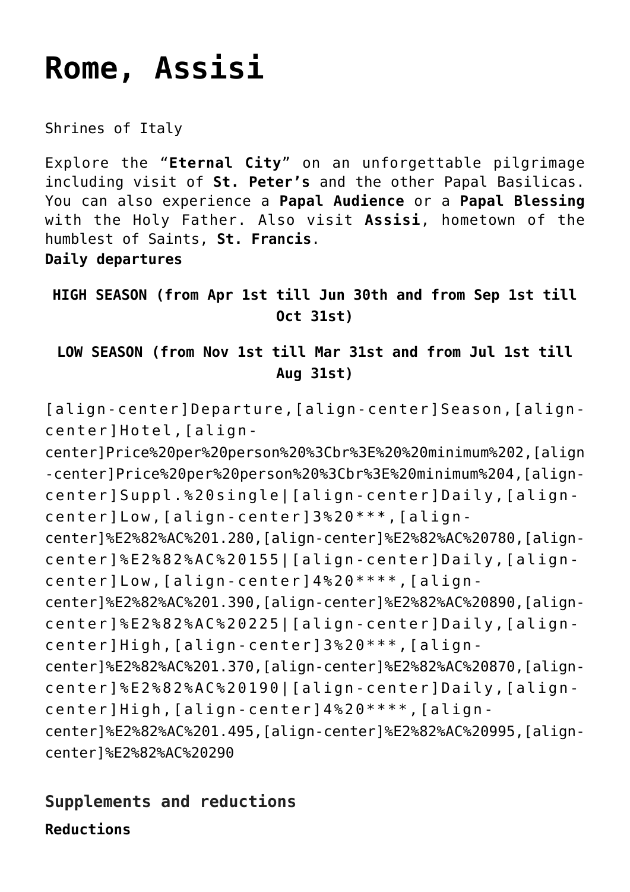# Rome, Assisi

Shrines of Italy

Explore the "**Eternal City**" on an unforgettable pilgrimage including visit of **St. Peter's** and the other Papal Basilicas. You can also experience a **Papal Audience** or a **Papal Blessing** with the Holy Father. Also visit **Assisi**, hometown of the humblest of Saints, **St. Francis**.
**Daily departures**

**HIGH SEASON (from Apr 1st till Jun 30th and from Sep 1st till Oct 31st)**

**LOW SEASON (from Nov 1st till Mar 31st and from Jul 1st till Aug 31st)**

[align-center]Departure,[align-center]Season,[align-center]Hotel,[align-center]Price%20per%20person%20%3Cbr%3E%20%20minimum%202,[align-center]Price%20per%20person%20%3Cbr%3E%20minimum%204,[align-center]Suppl.%20single|[align-center]Daily,[align-center]Low,[align-center]3%20***,[align-center]%E2%82%AC%201.280,[align-center]%E2%82%AC%20780,[align-center]%E2%82%AC%20155|[align-center]Daily,[align-center]Low,[align-center]4%20****,[align-center]%E2%82%AC%201.390,[align-center]%E2%82%AC%20890,[align-center]%E2%82%AC%20225|[align-center]Daily,[align-center]High,[align-center]3%20***,[align-center]%E2%82%AC%201.370,[align-center]%E2%82%AC%20870,[align-center]%E2%82%AC%20190|[align-center]Daily,[align-center]High,[align-center]4%20****,[align-center]%E2%82%AC%201.495,[align-center]%E2%82%AC%20995,[align-center]%E2%82%AC%20290

## Supplements and reductions

**Reductions**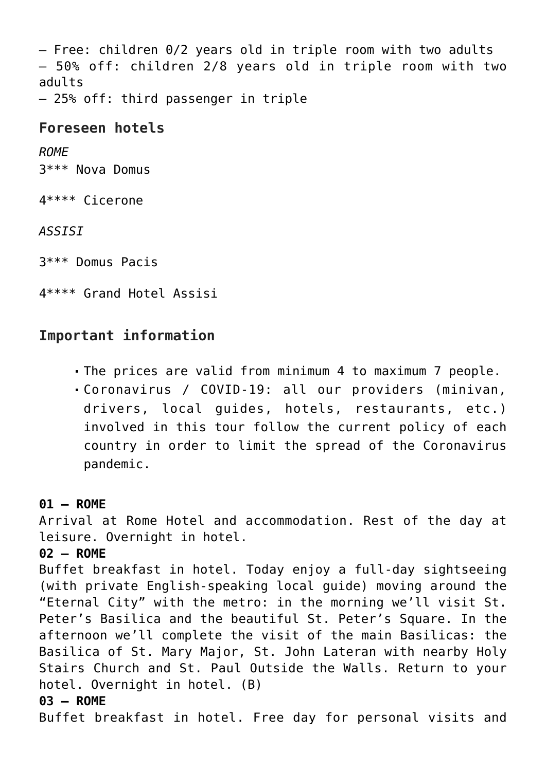– Free: children 0/2 years old in triple room with two adults
– 50% off: children 2/8 years old in triple room with two adults
– 25% off: third passenger in triple

### Foreseen hotels

*ROME*

3*** Nova Domus

4**** Cicerone

*ASSISI*

3*** Domus Pacis

4**** Grand Hotel Assisi

### Important information

- The prices are valid from minimum 4 to maximum 7 people.
- Coronavirus / COVID-19: all our providers (minivan, drivers, local guides, hotels, restaurants, etc.) involved in this tour follow the current policy of each country in order to limit the spread of the Coronavirus pandemic.

**01 – ROME**
Arrival at Rome Hotel and accommodation. Rest of the day at leisure. Overnight in hotel.

**02 – ROME**
Buffet breakfast in hotel. Today enjoy a full-day sightseeing (with private English-speaking local guide) moving around the "Eternal City" with the metro: in the morning we'll visit St. Peter's Basilica and the beautiful St. Peter's Square. In the afternoon we'll complete the visit of the main Basilicas: the Basilica of St. Mary Major, St. John Lateran with nearby Holy Stairs Church and St. Paul Outside the Walls. Return to your hotel. Overnight in hotel. (B)

**03 – ROME**
Buffet breakfast in hotel. Free day for personal visits and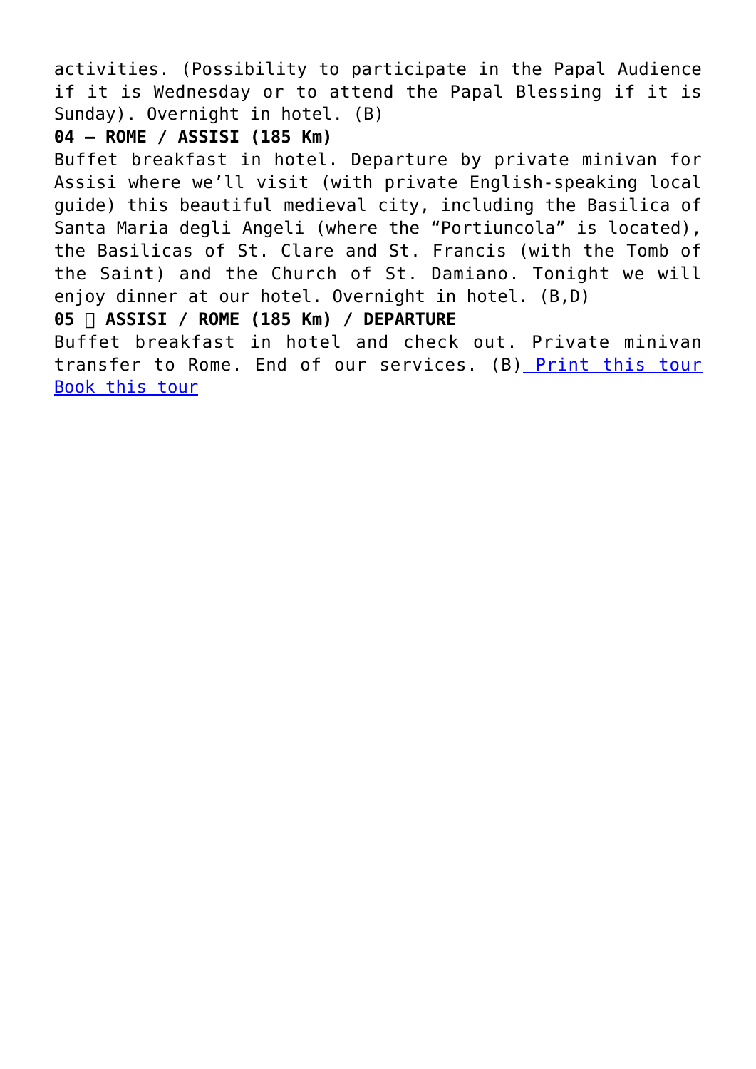activities. (Possibility to participate in the Papal Audience if it is Wednesday or to attend the Papal Blessing if it is Sunday). Overnight in hotel. (B)

**04 – ROME / ASSISI (185 Km)**

Buffet breakfast in hotel. Departure by private minivan for Assisi where we'll visit (with private English-speaking local guide) this beautiful medieval city, including the Basilica of Santa Maria degli Angeli (where the "Portiuncola" is located), the Basilicas of St. Clare and St. Francis (with the Tomb of the Saint) and the Church of St. Damiano. Tonight we will enjoy dinner at our hotel. Overnight in hotel. (B,D)

**05 – ASSISI / ROME (185 Km) / DEPARTURE**

Buffet breakfast in hotel and check out. Private minivan transfer to Rome. End of our services. (B) Print this tour Book this tour